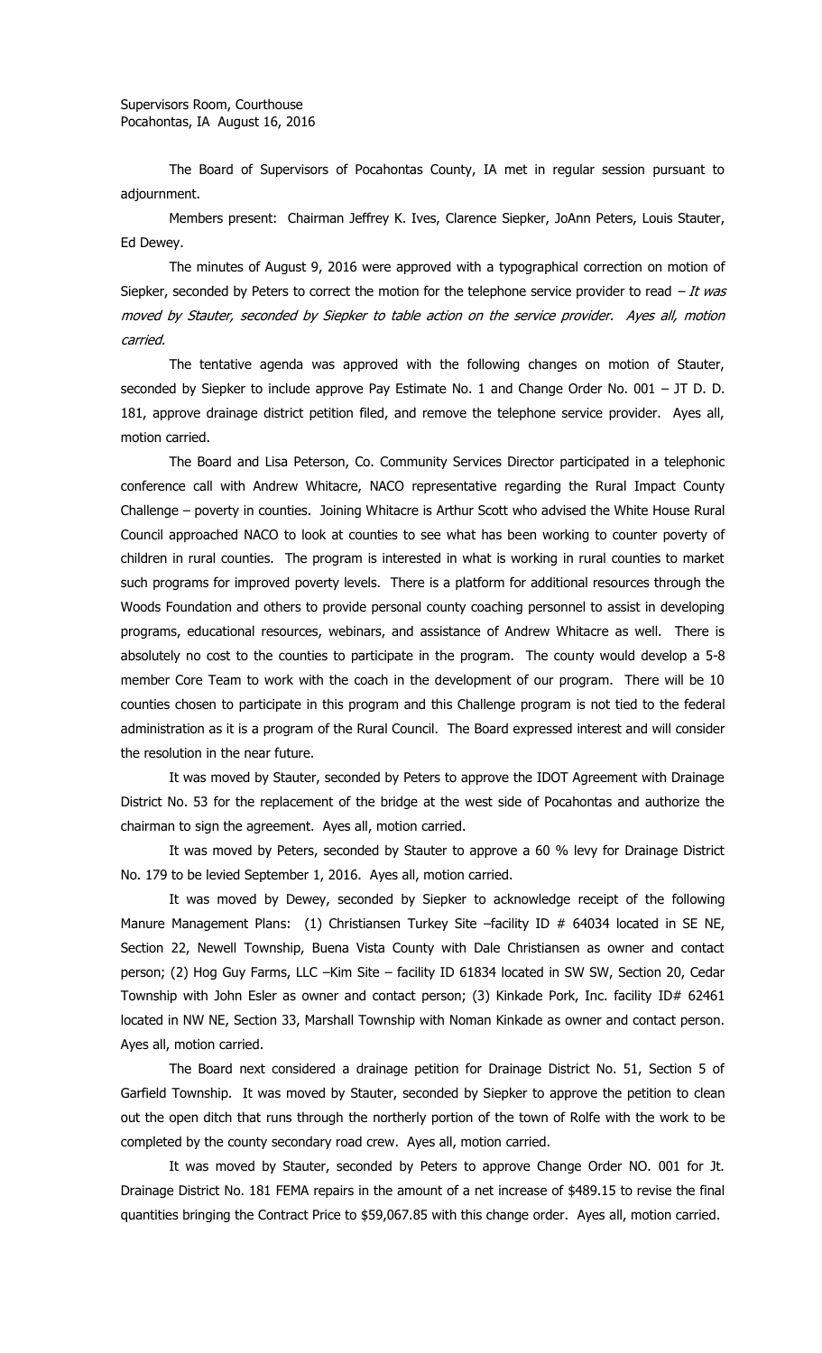Supervisors Room, Courthouse
Pocahontas, IA August 16, 2016

The Board of Supervisors of Pocahontas County, IA met in regular session pursuant to adjournment.

Members present: Chairman Jeffrey K. Ives, Clarence Siepker, JoAnn Peters, Louis Stauter, Ed Dewey.

The minutes of August 9, 2016 were approved with a typographical correction on motion of Siepker, seconded by Peters to correct the motion for the telephone service provider to read – *It was moved by Stauter, seconded by Siepker to table action on the service provider. Ayes all, motion carried.*

The tentative agenda was approved with the following changes on motion of Stauter, seconded by Siepker to include approve Pay Estimate No. 1 and Change Order No. 001 – JT D. D. 181, approve drainage district petition filed, and remove the telephone service provider. Ayes all, motion carried.

The Board and Lisa Peterson, Co. Community Services Director participated in a telephonic conference call with Andrew Whitacre, NACO representative regarding the Rural Impact County Challenge – poverty in counties. Joining Whitacre is Arthur Scott who advised the White House Rural Council approached NACO to look at counties to see what has been working to counter poverty of children in rural counties. The program is interested in what is working in rural counties to market such programs for improved poverty levels. There is a platform for additional resources through the Woods Foundation and others to provide personal county coaching personnel to assist in developing programs, educational resources, webinars, and assistance of Andrew Whitacre as well. There is absolutely no cost to the counties to participate in the program. The county would develop a 5-8 member Core Team to work with the coach in the development of our program. There will be 10 counties chosen to participate in this program and this Challenge program is not tied to the federal administration as it is a program of the Rural Council. The Board expressed interest and will consider the resolution in the near future.

It was moved by Stauter, seconded by Peters to approve the IDOT Agreement with Drainage District No. 53 for the replacement of the bridge at the west side of Pocahontas and authorize the chairman to sign the agreement. Ayes all, motion carried.

It was moved by Peters, seconded by Stauter to approve a 60 % levy for Drainage District No. 179 to be levied September 1, 2016. Ayes all, motion carried.

It was moved by Dewey, seconded by Siepker to acknowledge receipt of the following Manure Management Plans: (1) Christiansen Turkey Site –facility ID # 64034 located in SE NE, Section 22, Newell Township, Buena Vista County with Dale Christiansen as owner and contact person; (2) Hog Guy Farms, LLC –Kim Site – facility ID 61834 located in SW SW, Section 20, Cedar Township with John Esler as owner and contact person; (3) Kinkade Pork, Inc. facility ID# 62461 located in NW NE, Section 33, Marshall Township with Noman Kinkade as owner and contact person. Ayes all, motion carried.

The Board next considered a drainage petition for Drainage District No. 51, Section 5 of Garfield Township. It was moved by Stauter, seconded by Siepker to approve the petition to clean out the open ditch that runs through the northerly portion of the town of Rolfe with the work to be completed by the county secondary road crew. Ayes all, motion carried.

It was moved by Stauter, seconded by Peters to approve Change Order NO. 001 for Jt. Drainage District No. 181 FEMA repairs in the amount of a net increase of $489.15 to revise the final quantities bringing the Contract Price to $59,067.85 with this change order. Ayes all, motion carried.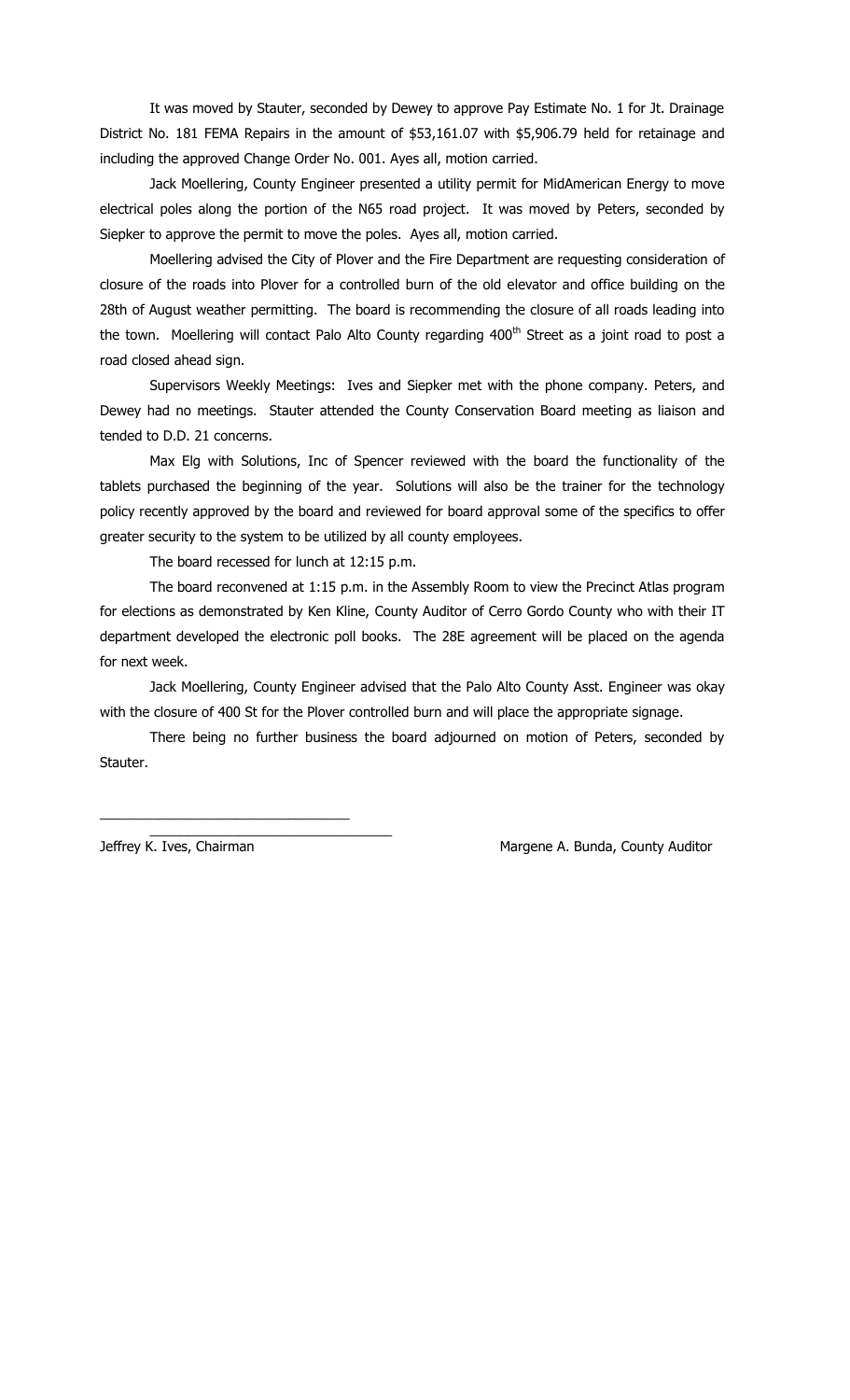It was moved by Stauter, seconded by Dewey to approve Pay Estimate No. 1 for Jt. Drainage District No. 181 FEMA Repairs in the amount of $53,161.07 with $5,906.79 held for retainage and including the approved Change Order No. 001. Ayes all, motion carried.

Jack Moellering, County Engineer presented a utility permit for MidAmerican Energy to move electrical poles along the portion of the N65 road project. It was moved by Peters, seconded by Siepker to approve the permit to move the poles. Ayes all, motion carried.

Moellering advised the City of Plover and the Fire Department are requesting consideration of closure of the roads into Plover for a controlled burn of the old elevator and office building on the 28th of August weather permitting. The board is recommending the closure of all roads leading into the town. Moellering will contact Palo Alto County regarding 400th Street as a joint road to post a road closed ahead sign.

Supervisors Weekly Meetings: Ives and Siepker met with the phone company. Peters, and Dewey had no meetings. Stauter attended the County Conservation Board meeting as liaison and tended to D.D. 21 concerns.

Max Elg with Solutions, Inc of Spencer reviewed with the board the functionality of the tablets purchased the beginning of the year. Solutions will also be the trainer for the technology policy recently approved by the board and reviewed for board approval some of the specifics to offer greater security to the system to be utilized by all county employees.

The board recessed for lunch at 12:15 p.m.

The board reconvened at 1:15 p.m. in the Assembly Room to view the Precinct Atlas program for elections as demonstrated by Ken Kline, County Auditor of Cerro Gordo County who with their IT department developed the electronic poll books. The 28E agreement will be placed on the agenda for next week.

Jack Moellering, County Engineer advised that the Palo Alto County Asst. Engineer was okay with the closure of 400 St for the Plover controlled burn and will place the appropriate signage.

There being no further business the board adjourned on motion of Peters, seconded by Stauter.

\_\_\_\_\_\_\_\_\_\_\_\_\_\_\_\_\_\_\_\_\_\_\_\_\_\_\_\_\_\_\_\_ \_\_\_\_\_\_\_\_\_\_\_\_\_\_\_\_\_\_\_\_\_\_\_\_\_\_\_\_\_\_\_\_

Jeffrey K. Ives, Chairman Margene A. Bunda, County Auditor